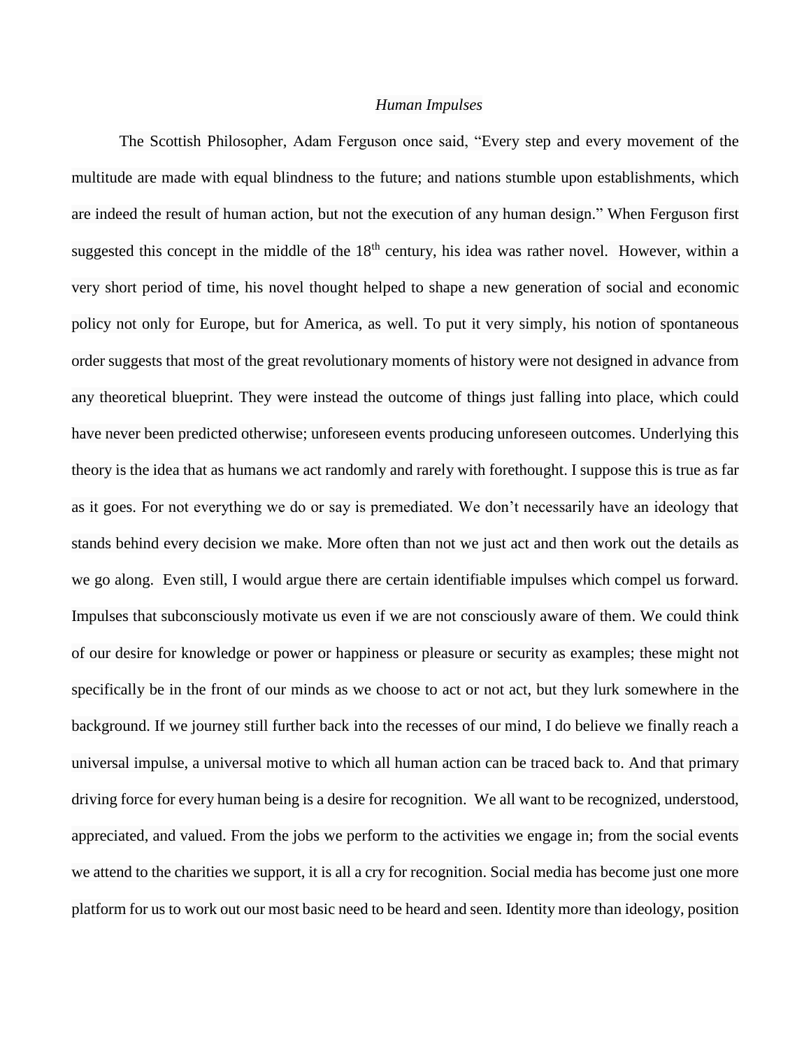*Human Impulses*

The Scottish Philosopher, Adam Ferguson once said, "Every step and every movement of the multitude are made with equal blindness to the future; and nations stumble upon establishments, which are indeed the result of human action, but not the execution of any human design." When Ferguson first suggested this concept in the middle of the 18th century, his idea was rather novel. However, within a very short period of time, his novel thought helped to shape a new generation of social and economic policy not only for Europe, but for America, as well. To put it very simply, his notion of spontaneous order suggests that most of the great revolutionary moments of history were not designed in advance from any theoretical blueprint. They were instead the outcome of things just falling into place, which could have never been predicted otherwise; unforeseen events producing unforeseen outcomes. Underlying this theory is the idea that as humans we act randomly and rarely with forethought. I suppose this is true as far as it goes. For not everything we do or say is premediated. We don't necessarily have an ideology that stands behind every decision we make. More often than not we just act and then work out the details as we go along. Even still, I would argue there are certain identifiable impulses which compel us forward. Impulses that subconsciously motivate us even if we are not consciously aware of them. We could think of our desire for knowledge or power or happiness or pleasure or security as examples; these might not specifically be in the front of our minds as we choose to act or not act, but they lurk somewhere in the background. If we journey still further back into the recesses of our mind, I do believe we finally reach a universal impulse, a universal motive to which all human action can be traced back to. And that primary driving force for every human being is a desire for recognition. We all want to be recognized, understood, appreciated, and valued. From the jobs we perform to the activities we engage in; from the social events we attend to the charities we support, it is all a cry for recognition. Social media has become just one more platform for us to work out our most basic need to be heard and seen. Identity more than ideology, position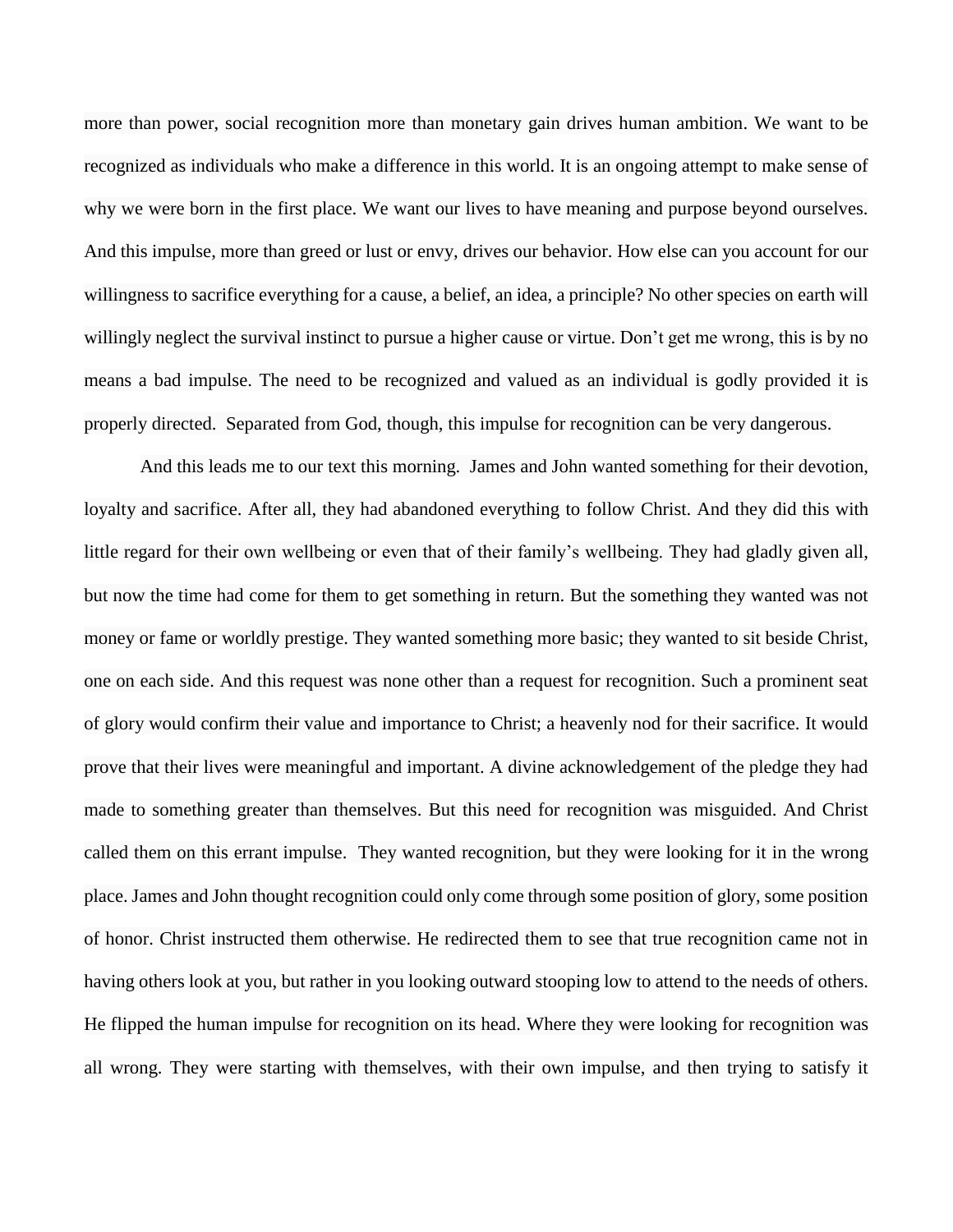more than power, social recognition more than monetary gain drives human ambition. We want to be recognized as individuals who make a difference in this world. It is an ongoing attempt to make sense of why we were born in the first place. We want our lives to have meaning and purpose beyond ourselves. And this impulse, more than greed or lust or envy, drives our behavior. How else can you account for our willingness to sacrifice everything for a cause, a belief, an idea, a principle? No other species on earth will willingly neglect the survival instinct to pursue a higher cause or virtue. Don't get me wrong, this is by no means a bad impulse. The need to be recognized and valued as an individual is godly provided it is properly directed.  Separated from God, though, this impulse for recognition can be very dangerous.

And this leads me to our text this morning.  James and John wanted something for their devotion, loyalty and sacrifice. After all, they had abandoned everything to follow Christ. And they did this with little regard for their own wellbeing or even that of their family's wellbeing. They had gladly given all, but now the time had come for them to get something in return. But the something they wanted was not money or fame or worldly prestige. They wanted something more basic; they wanted to sit beside Christ, one on each side. And this request was none other than a request for recognition. Such a prominent seat of glory would confirm their value and importance to Christ; a heavenly nod for their sacrifice. It would prove that their lives were meaningful and important. A divine acknowledgement of the pledge they had made to something greater than themselves. But this need for recognition was misguided. And Christ called them on this errant impulse.  They wanted recognition, but they were looking for it in the wrong place. James and John thought recognition could only come through some position of glory, some position of honor. Christ instructed them otherwise. He redirected them to see that true recognition came not in having others look at you, but rather in you looking outward stooping low to attend to the needs of others. He flipped the human impulse for recognition on its head. Where they were looking for recognition was all wrong. They were starting with themselves, with their own impulse, and then trying to satisfy it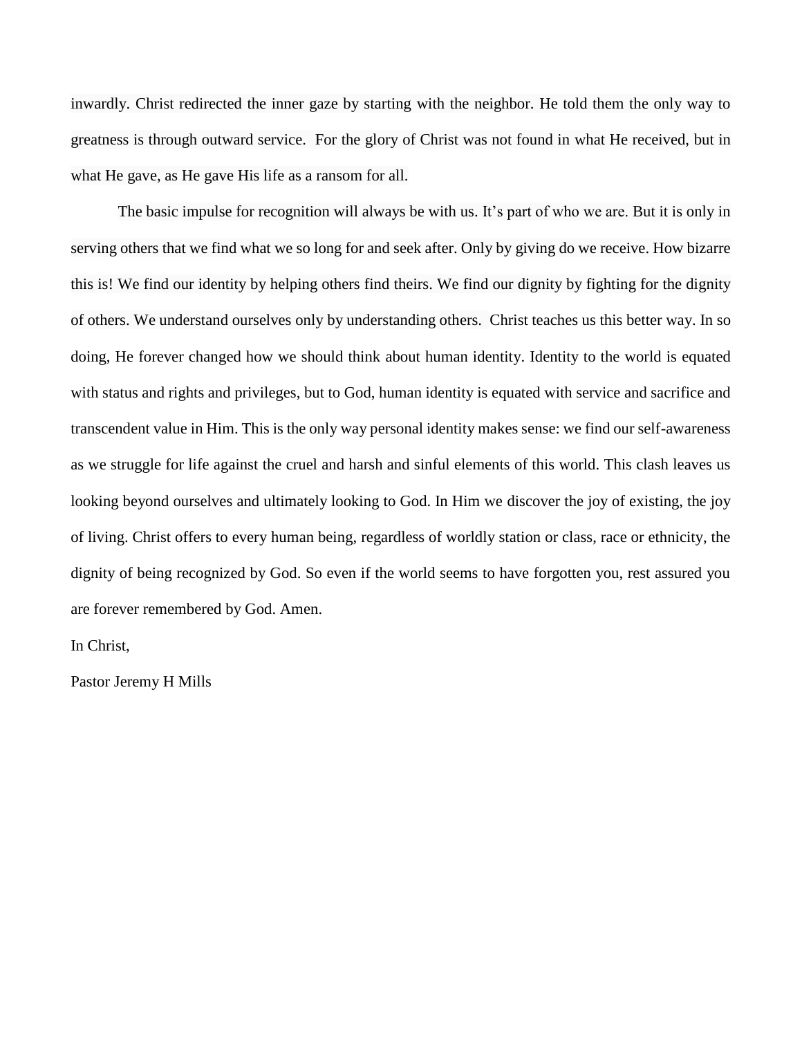inwardly. Christ redirected the inner gaze by starting with the neighbor. He told them the only way to greatness is through outward service. For the glory of Christ was not found in what He received, but in what He gave, as He gave His life as a ransom for all.

The basic impulse for recognition will always be with us. It's part of who we are. But it is only in serving others that we find what we so long for and seek after. Only by giving do we receive. How bizarre this is! We find our identity by helping others find theirs. We find our dignity by fighting for the dignity of others. We understand ourselves only by understanding others. Christ teaches us this better way. In so doing, He forever changed how we should think about human identity. Identity to the world is equated with status and rights and privileges, but to God, human identity is equated with service and sacrifice and transcendent value in Him. This is the only way personal identity makes sense: we find our self-awareness as we struggle for life against the cruel and harsh and sinful elements of this world. This clash leaves us looking beyond ourselves and ultimately looking to God. In Him we discover the joy of existing, the joy of living. Christ offers to every human being, regardless of worldly station or class, race or ethnicity, the dignity of being recognized by God. So even if the world seems to have forgotten you, rest assured you are forever remembered by God. Amen.

In Christ,

Pastor Jeremy H Mills